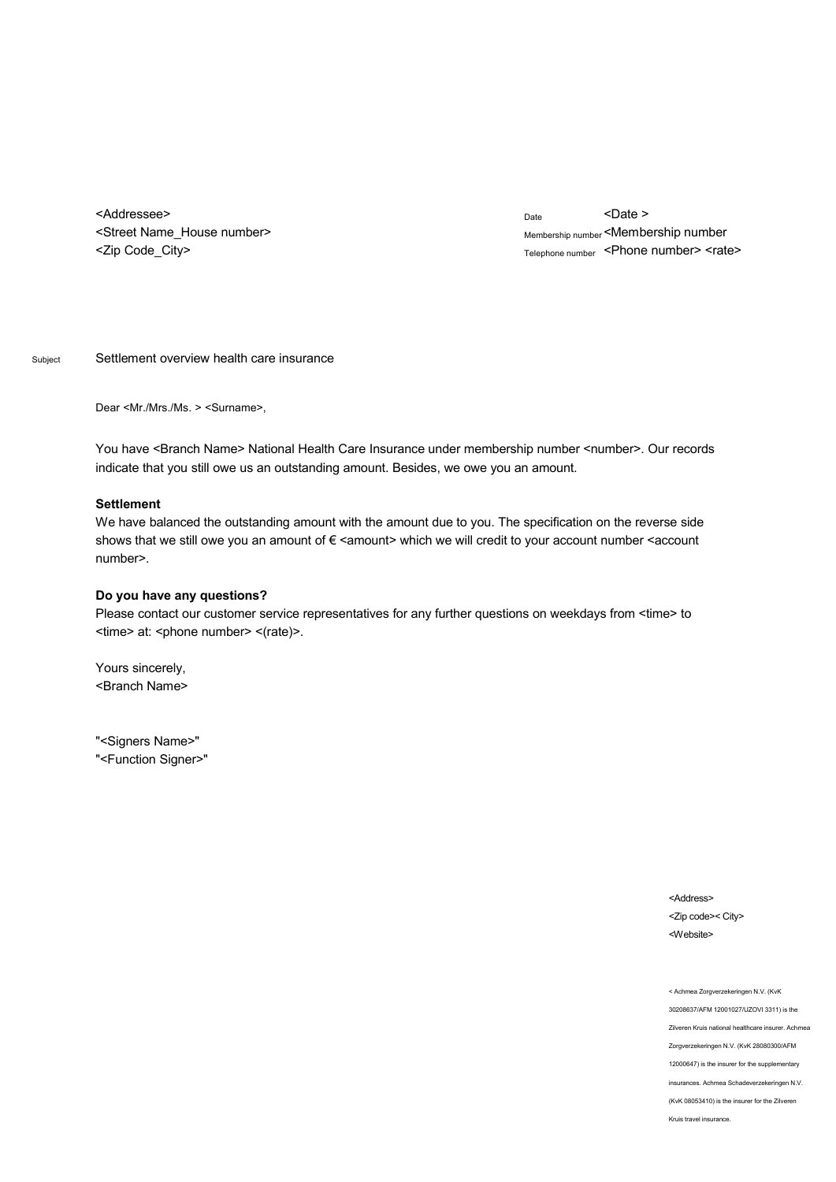<Addressee>
<Street Name_House number>
<Zip Code_City>

Date <Date >
Membership number <Membership number
Telephone number <Phone number> <rate>

Subject Settlement overview health care insurance

Dear <Mr./Mrs./Ms. > <Surname>,

You have <Branch Name> National Health Care Insurance under membership number <number>. Our records indicate that you still owe us an outstanding amount. Besides, we owe you an amount.

**Settlement**

We have balanced the outstanding amount with the amount due to you. The specification on the reverse side shows that we still owe you an amount of € <amount> which we will credit to your account number <account number>.

**Do you have any questions?**

Please contact our customer service representatives for any further questions on weekdays from <time> to <time> at: <phone number> <(rate)>.

Yours sincerely,
<Branch Name>

"<Signers Name>"
"<Function Signer>"

<Address>
<Zip code>< City>
<Website>

< Achmea Zorgverzekeringen N.V. (KvK 30208637/AFM 12001027/UZOVI 3311) is the Zilveren Kruis national healthcare insurer. Achmea Zorgverzekeringen N.V. (KvK 28080300/AFM 12000647) is the insurer for the supplementary insurances. Achmea Schadeverzekeringen N.V. (KvK 08053410) is the insurer for the Zilveren Kruis travel insurance.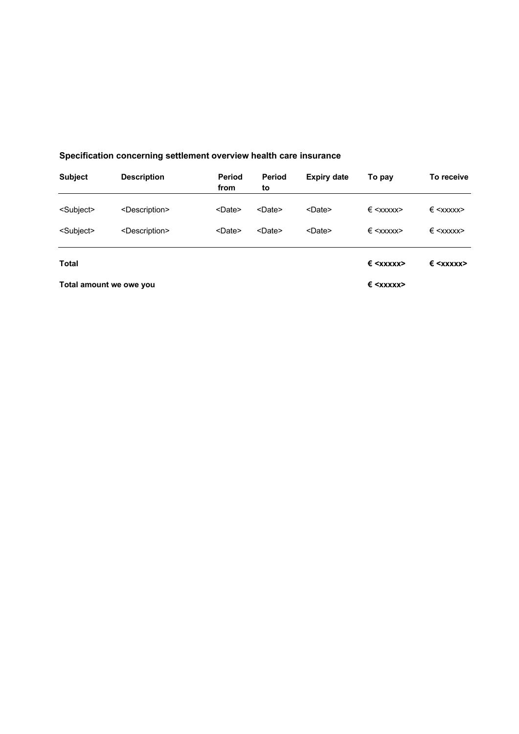**Specification concerning settlement overview health care insurance**

| Subject | Description | Period from | Period to | Expiry date | To pay | To receive |
|---|---|---|---|---|---|---|
| <Subject> | <Description> | <Date> | <Date> | <Date> | € <xxxxx> | € <xxxxx> |
| <Subject> | <Description> | <Date> | <Date> | <Date> | € <xxxxx> | € <xxxxx> |
| **Total** | | | | | **€ <xxxxx>** | **€ <xxxxx>** |
| **Total amount we owe you** | | | | | **€ <xxxxx>** | |